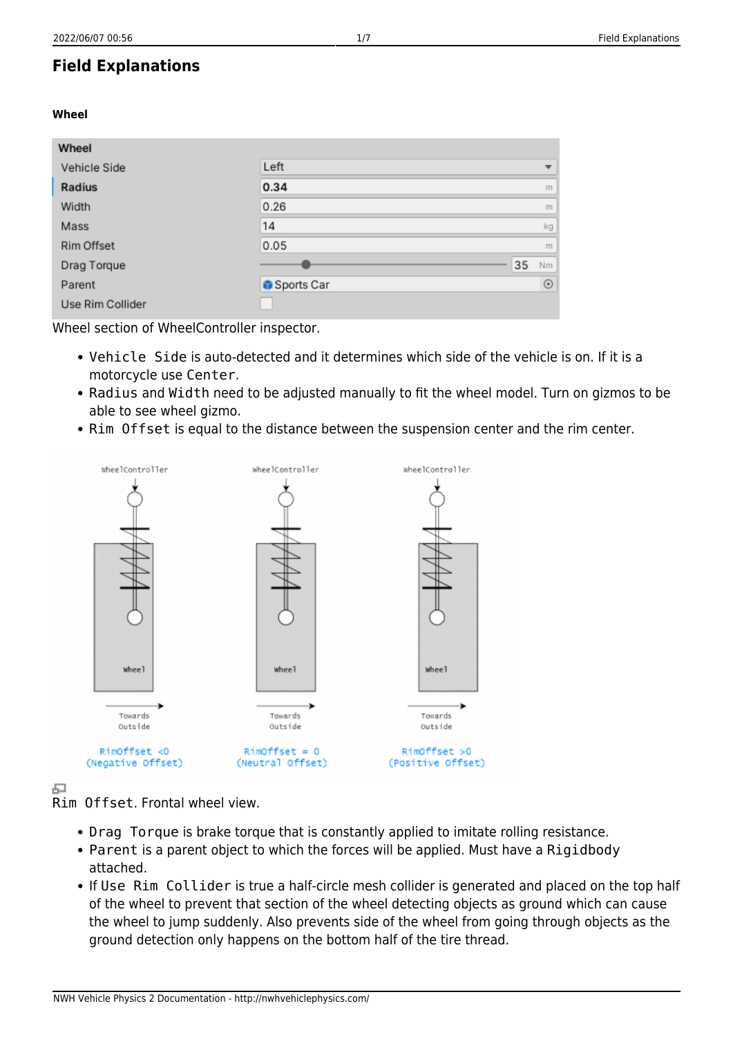# Field Explanations

### Wheel

| Wheel | |
|---|---|
| Vehicle Side | Left |
| **Radius** | **0.34** m |
| Width | 0.26 m |
| Mass | 14 kg |
| Rim Offset | 0.05 m |
| Drag Torque | 35 Nm |
| Parent | Sports Car |
| Use Rim Collider | ☐ |

Wheel section of WheelController inspector.

- `Vehicle Side` is auto-detected and it determines which side of the vehicle is on. If it is a motorcycle use `Center`.
- `Radius` and `Width` need to be adjusted manually to fit the wheel model. Turn on gizmos to be able to see wheel gizmo.
- `Rim Offset` is equal to the distance between the suspension center and the rim center.

`Rim Offset`. Frontal wheel view.

- `Drag Torque` is brake torque that is constantly applied to imitate rolling resistance.
- `Parent` is a parent object to which the forces will be applied. Must have a `Rigidbody` attached.
- If `Use Rim Collider` is true a half-circle mesh collider is generated and placed on the top half of the wheel to prevent that section of the wheel detecting objects as ground which can cause the wheel to jump suddenly. Also prevents side of the wheel from going through objects as the ground detection only happens on the bottom half of the tire thread.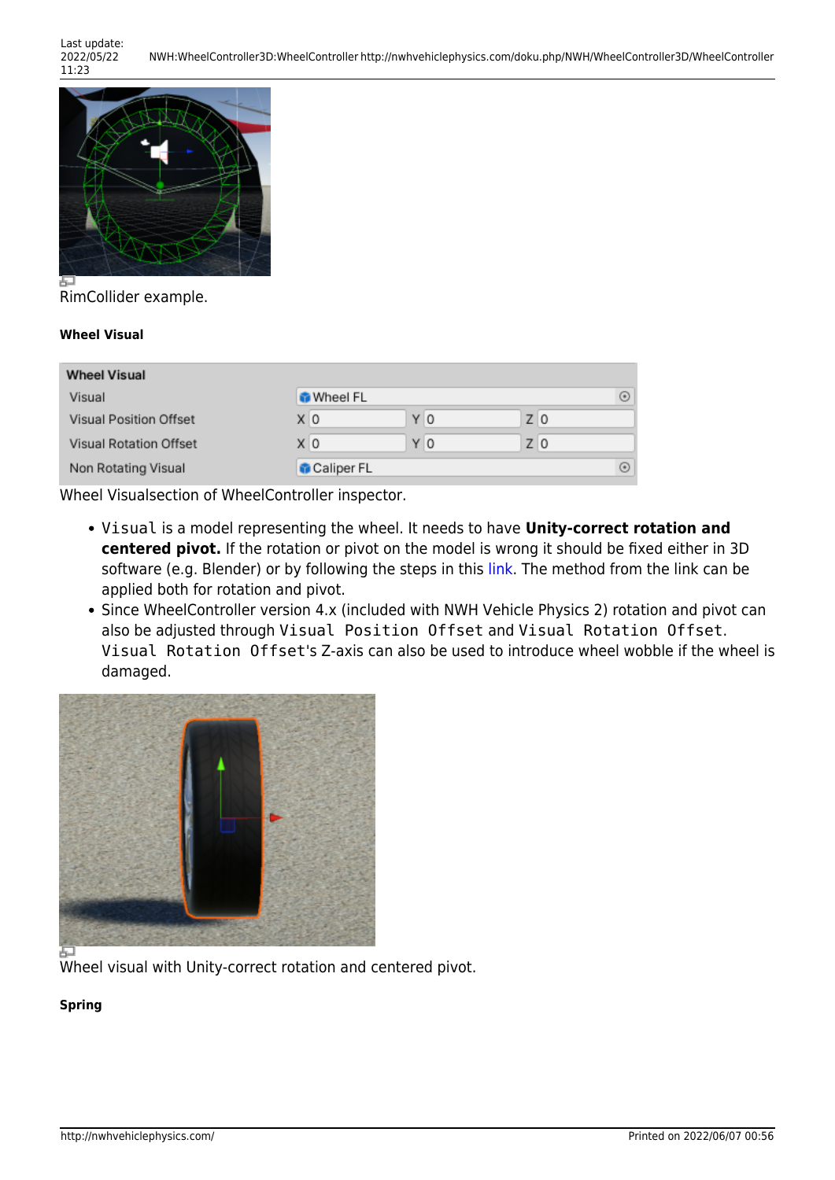RimCollider example.

#### Wheel Visual

| Wheel Visual | | | |
| --- | --- | --- | --- |
| Visual | Wheel FL | | |
| Visual Position Offset | X 0 | Y 0 | Z 0 |
| Visual Rotation Offset | X 0 | Y 0 | Z 0 |
| Non Rotating Visual | Caliper FL | | |

Wheel Visualsection of WheelController inspector.

- `Visual` is a model representing the wheel. It needs to have **Unity-correct rotation and centered pivot.** If the rotation or pivot on the model is wrong it should be fixed either in 3D software (e.g. Blender) or by following the steps in this link. The method from the link can be applied both for rotation and pivot.
- Since WheelController version 4.x (included with NWH Vehicle Physics 2) rotation and pivot can also be adjusted through `Visual Position Offset` and `Visual Rotation Offset`. `Visual Rotation Offset`'s Z-axis can also be used to introduce wheel wobble if the wheel is damaged.

Wheel visual with Unity-correct rotation and centered pivot.

#### Spring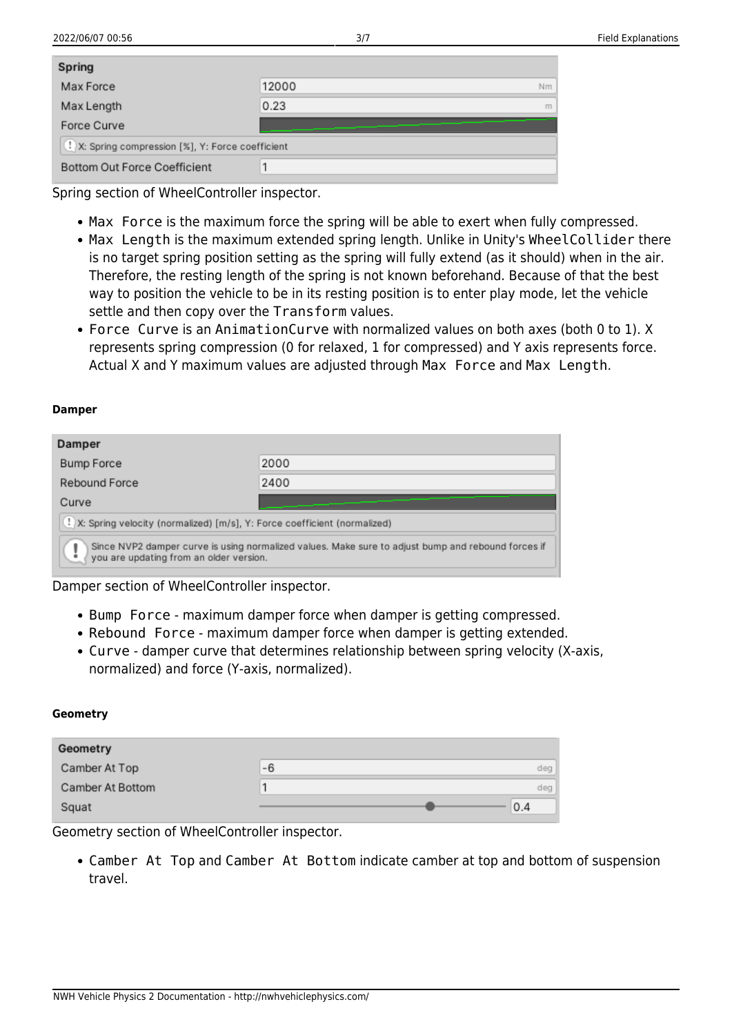| Spring | |
| --- | --- |
| Max Force | 12000 Nm |
| Max Length | 0.23 m |
| Force Curve | |
| X: Spring compression [%], Y: Force coefficient | |
| Bottom Out Force Coefficient | 1 |

Spring section of WheelController inspector.

- `Max Force` is the maximum force the spring will be able to exert when fully compressed.
- `Max Length` is the maximum extended spring length. Unlike in Unity's `WheelCollider` there is no target spring position setting as the spring will fully extend (as it should) when in the air. Therefore, the resting length of the spring is not known beforehand. Because of that the best way to position the vehicle to be in its resting position is to enter play mode, let the vehicle settle and then copy over the `Transform` values.
- `Force Curve` is an `AnimationCurve` with normalized values on both axes (both 0 to 1). X represents spring compression (0 for relaxed, 1 for compressed) and Y axis represents force. Actual X and Y maximum values are adjusted through `Max Force` and `Max Length`.

#### Damper

| Damper | |
| --- | --- |
| Bump Force | 2000 |
| Rebound Force | 2400 |
| Curve | |
| X: Spring velocity (normalized) [m/s], Y: Force coefficient (normalized) | |
| Since NVP2 damper curve is using normalized values. Make sure to adjust bump and rebound forces if you are updating from an older version. | |

Damper section of WheelController inspector.

- `Bump Force` - maximum damper force when damper is getting compressed.
- `Rebound Force` - maximum damper force when damper is getting extended.
- `Curve` - damper curve that determines relationship between spring velocity (X-axis, normalized) and force (Y-axis, normalized).

#### Geometry

| Geometry | |
| --- | --- |
| Camber At Top | -6 deg |
| Camber At Bottom | 1 deg |
| Squat | 0.4 |

Geometry section of WheelController inspector.

- `Camber At Top` and `Camber At Bottom` indicate camber at top and bottom of suspension travel.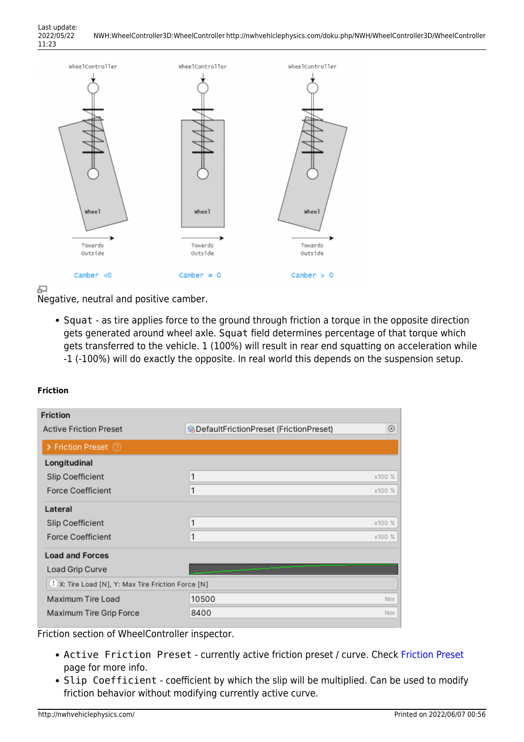Negative, neutral and positive camber.

- `Squat` - as tire applies force to the ground through friction a torque in the opposite direction gets generated around wheel axle. `Squat` field determines percentage of that torque which gets transferred to the vehicle. 1 (100%) will result in rear end squatting on acceleration while -1 (-100%) will do exactly the opposite. In real world this depends on the suspension setup.

#### Friction

Friction section of WheelController inspector.

- `Active Friction Preset` - currently active friction preset / curve. Check Friction Preset page for more info.
- `Slip Coefficient` - coefficient by which the slip will be multiplied. Can be used to modify friction behavior without modifying currently active curve.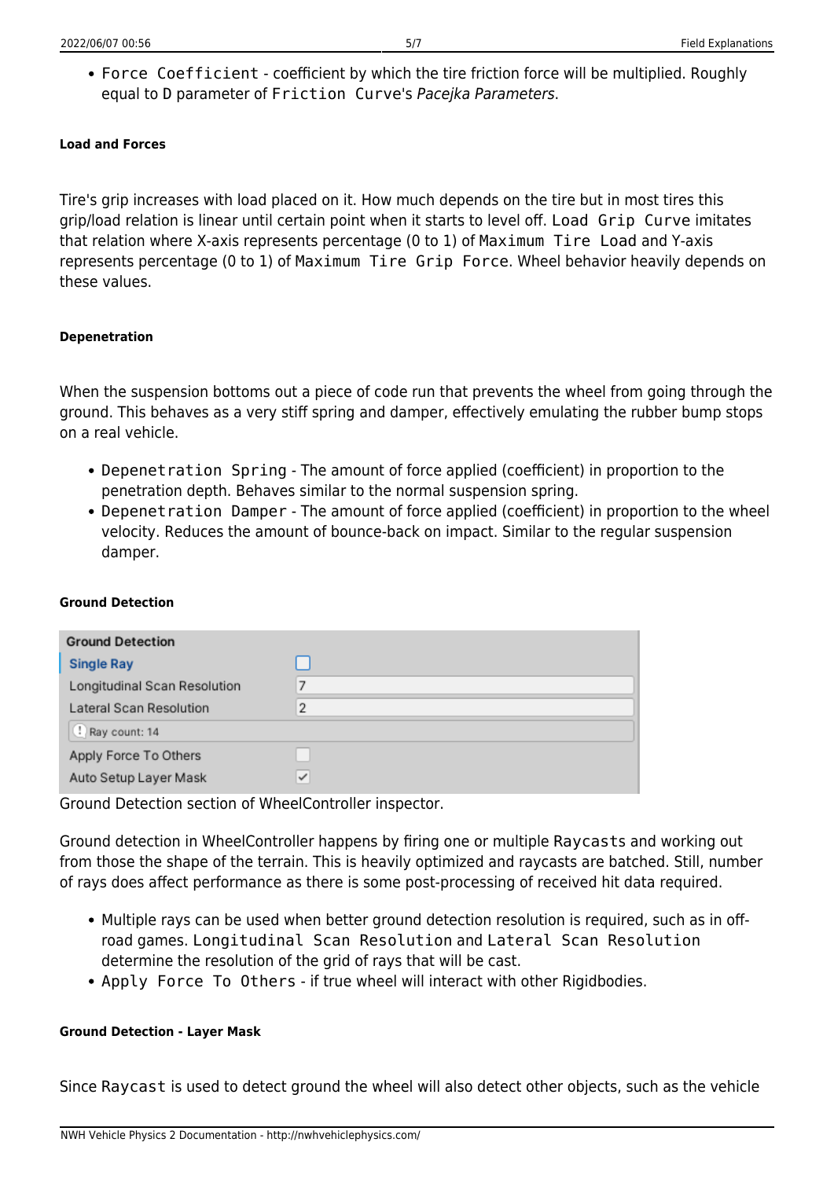- `Force Coefficient` - coefficient by which the tire friction force will be multiplied. Roughly equal to D parameter of `Friction Curve`'s *Pacejka Parameters*.

#### Load and Forces

Tire's grip increases with load placed on it. How much depends on the tire but in most tires this grip/load relation is linear until certain point when it starts to level off. `Load Grip Curve` imitates that relation where X-axis represents percentage (0 to 1) of `Maximum Tire Load` and Y-axis represents percentage (0 to 1) of `Maximum Tire Grip Force`. Wheel behavior heavily depends on these values.

#### Depenetration

When the suspension bottoms out a piece of code run that prevents the wheel from going through the ground. This behaves as a very stiff spring and damper, effectively emulating the rubber bump stops on a real vehicle.

- `Depenetration Spring` - The amount of force applied (coefficient) in proportion to the penetration depth. Behaves similar to the normal suspension spring.
- `Depenetration Damper` - The amount of force applied (coefficient) in proportion to the wheel velocity. Reduces the amount of bounce-back on impact. Similar to the regular suspension damper.

#### Ground Detection

| Ground Detection | |
|---|---|
| Single Ray | ☐ |
| Longitudinal Scan Resolution | 7 |
| Lateral Scan Resolution | 2 |
| Ray count: 14 | |
| Apply Force To Others | ☐ |
| Auto Setup Layer Mask | ☑ |

Ground Detection section of WheelController inspector.

Ground detection in WheelController happens by firing one or multiple `Raycasts` and working out from those the shape of the terrain. This is heavily optimized and raycasts are batched. Still, number of rays does affect performance as there is some post-processing of received hit data required.

- Multiple rays can be used when better ground detection resolution is required, such as in off-road games. `Longitudinal Scan Resolution` and `Lateral Scan Resolution` determine the resolution of the grid of rays that will be cast.
- `Apply Force To Others` - if true wheel will interact with other Rigidbodies.

#### Ground Detection - Layer Mask

Since `Raycast` is used to detect ground the wheel will also detect other objects, such as the vehicle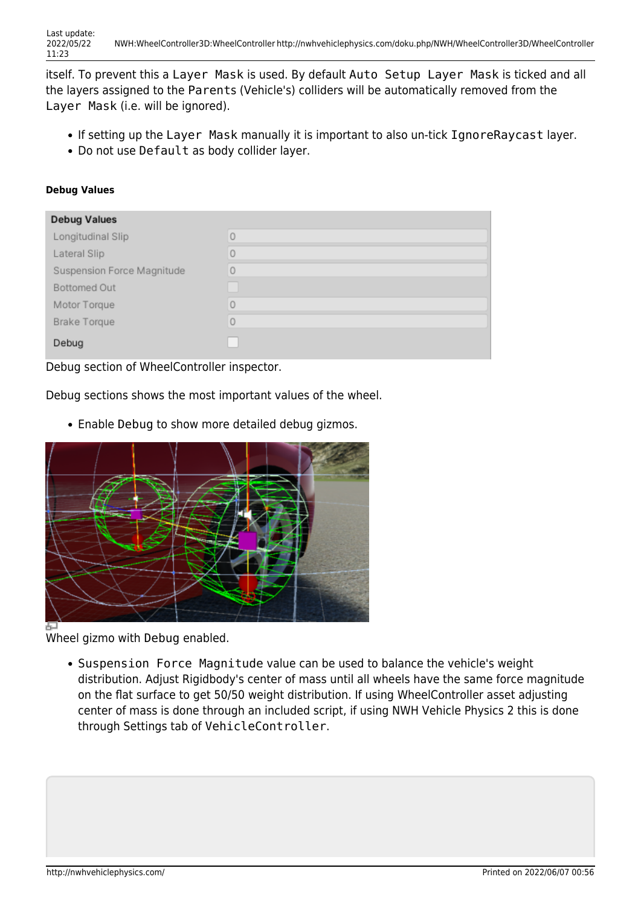itself. To prevent this a `Layer Mask` is used. By default `Auto Setup Layer Mask` is ticked and all the layers assigned to the `Parents` (Vehicle's) colliders will be automatically removed from the `Layer Mask` (i.e. will be ignored).

- If setting up the `Layer Mask` manually it is important to also un-tick `IgnoreRaycast` layer.
- Do not use `Default` as body collider layer.

#### Debug Values

| Debug Values | |
|---|---|
| Longitudinal Slip | 0 |
| Lateral Slip | 0 |
| Suspension Force Magnitude | 0 |
| Bottomed Out | ☐ |
| Motor Torque | 0 |
| Brake Torque | 0 |
| Debug | ☐ |

Debug section of WheelController inspector.

Debug sections shows the most important values of the wheel.

- Enable `Debug` to show more detailed debug gizmos.

Wheel gizmo with `Debug` enabled.

- `Suspension Force Magnitude` value can be used to balance the vehicle's weight distribution. Adjust Rigidbody's center of mass until all wheels have the same force magnitude on the flat surface to get 50/50 weight distribution. If using WheelController asset adjusting center of mass is done through an included script, if using NWH Vehicle Physics 2 this is done through Settings tab of `VehicleController`.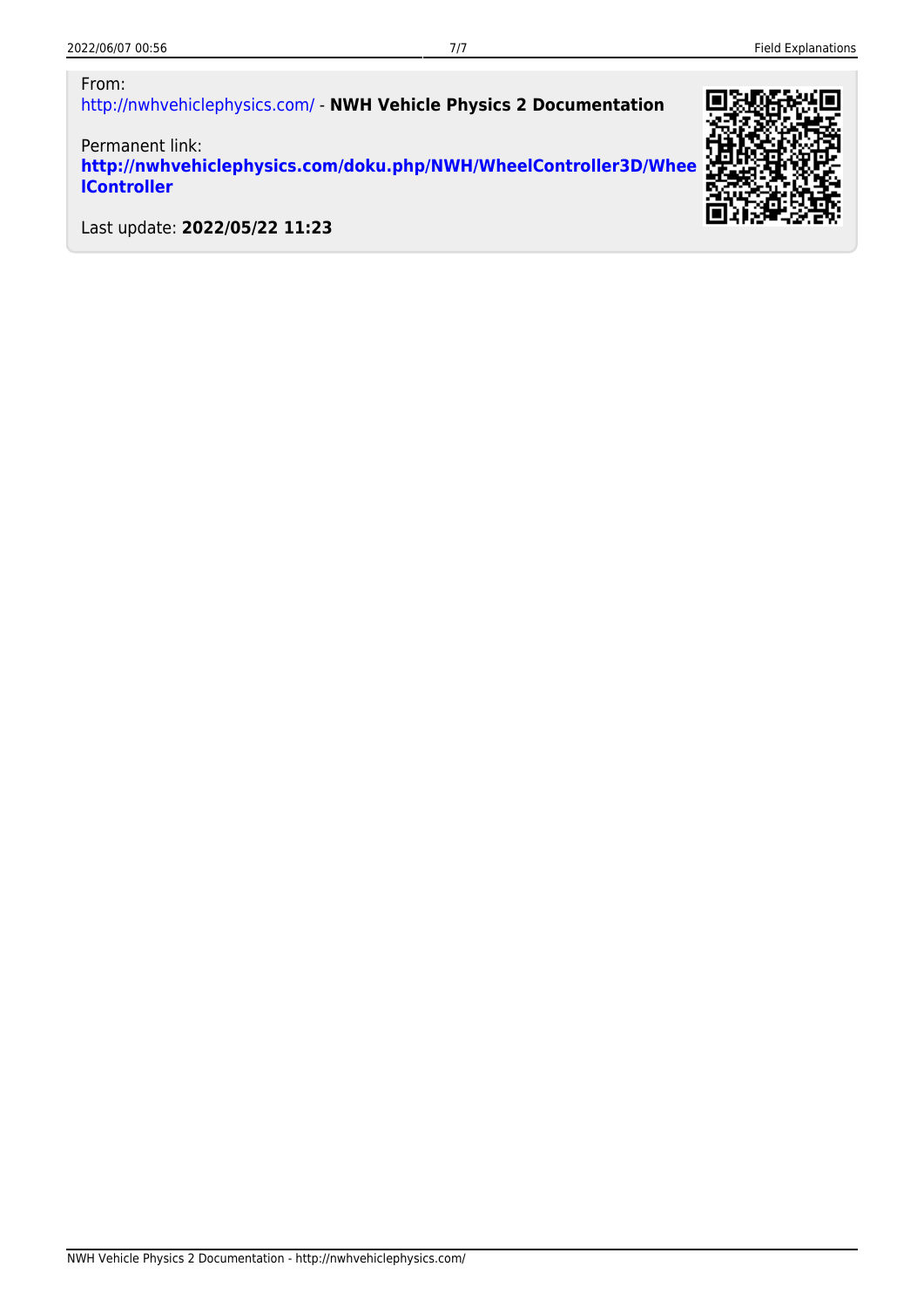From:
http://nwhvehiclephysics.com/ - **NWH Vehicle Physics 2 Documentation**

Permanent link:
**http://nwhvehiclephysics.com/doku.php/NWH/WheelController3D/WheelController**

Last update: **2022/05/22 11:23**